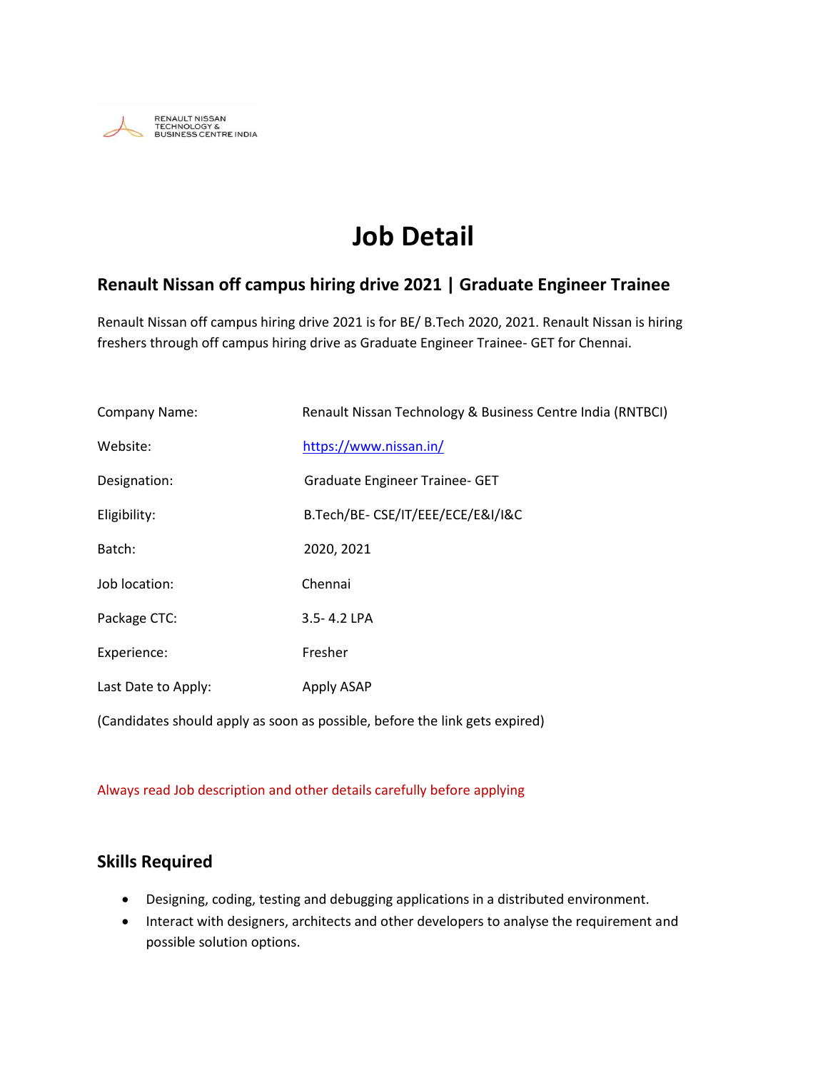RENAULT NISSAN
TECHNOLOGY &
BUSINESS CENTRE INDIA

# Job Detail

## Renault Nissan off campus hiring drive 2021 | Graduate Engineer Trainee

Renault Nissan off campus hiring drive 2021 is for BE/ B.Tech 2020, 2021. Renault Nissan is hiring freshers through off campus hiring drive as Graduate Engineer Trainee- GET for Chennai.

| | |
|---|---|
| Company Name: | Renault Nissan Technology & Business Centre India (RNTBCI) |
| Website: | https://www.nissan.in/ |
| Designation: | Graduate Engineer Trainee- GET |
| Eligibility: | B.Tech/BE- CSE/IT/EEE/ECE/E&I/I&C |
| Batch: | 2020, 2021 |
| Job location: | Chennai |
| Package CTC: | 3.5- 4.2 LPA |
| Experience: | Fresher |
| Last Date to Apply: | Apply ASAP |

(Candidates should apply as soon as possible, before the link gets expired)

Always read Job description and other details carefully before applying

### Skills Required

- Designing, coding, testing and debugging applications in a distributed environment.
- Interact with designers, architects and other developers to analyse the requirement and possible solution options.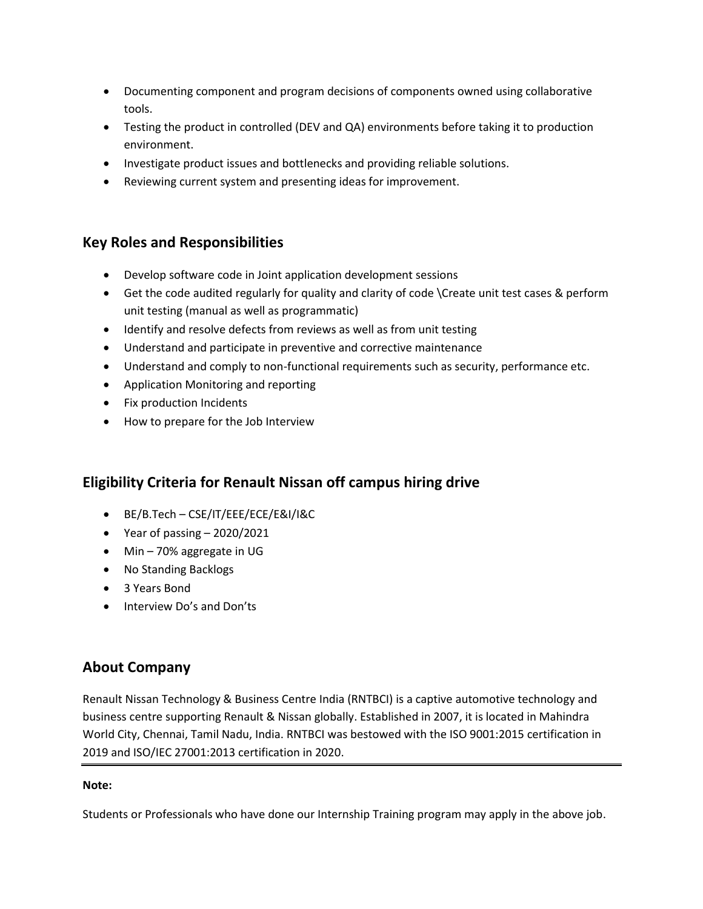- Documenting component and program decisions of components owned using collaborative tools.
- Testing the product in controlled (DEV and QA) environments before taking it to production environment.
- Investigate product issues and bottlenecks and providing reliable solutions.
- Reviewing current system and presenting ideas for improvement.

## Key Roles and Responsibilities

- Develop software code in Joint application development sessions
- Get the code audited regularly for quality and clarity of code \Create unit test cases & perform unit testing (manual as well as programmatic)
- Identify and resolve defects from reviews as well as from unit testing
- Understand and participate in preventive and corrective maintenance
- Understand and comply to non-functional requirements such as security, performance etc.
- Application Monitoring and reporting
- Fix production Incidents
- How to prepare for the Job Interview

## Eligibility Criteria for Renault Nissan off campus hiring drive

- BE/B.Tech – CSE/IT/EEE/ECE/E&I/I&C
- Year of passing – 2020/2021
- Min – 70% aggregate in UG
- No Standing Backlogs
- 3 Years Bond
- Interview Do's and Don'ts

## About Company

Renault Nissan Technology & Business Centre India (RNTBCI) is a captive automotive technology and business centre supporting Renault & Nissan globally. Established in 2007, it is located in Mahindra World City, Chennai, Tamil Nadu, India. RNTBCI was bestowed with the ISO 9001:2015 certification in 2019 and ISO/IEC 27001:2013 certification in 2020.

---

**Note:**

Students or Professionals who have done our Internship Training program may apply in the above job.